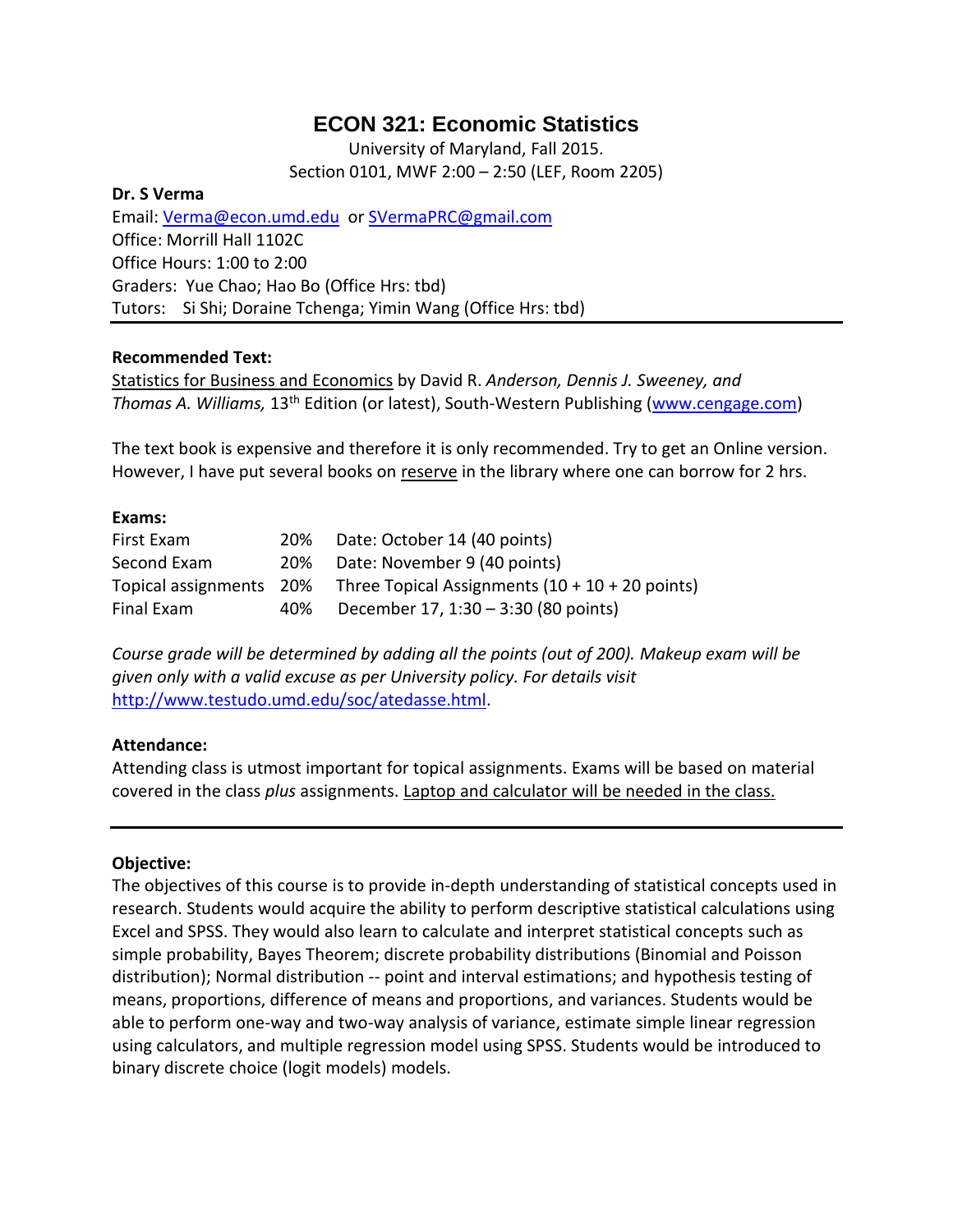# ECON 321: Economic Statistics

University of Maryland, Fall 2015.
Section 0101, MWF 2:00 – 2:50 (LEF, Room 2205)

**Dr. S Verma**
Email: Verma@econ.umd.edu or SVermaPRC@gmail.com
Office: Morrill Hall 1102C
Office Hours: 1:00 to 2:00
Graders: Yue Chao; Hao Bo (Office Hrs: tbd)
Tutors: Si Shi; Doraine Tchenga; Yimin Wang (Office Hrs: tbd)

---

**Recommended Text:**
Statistics for Business and Economics by David R. *Anderson, Dennis J. Sweeney, and Thomas A. Williams,* 13th Edition (or latest), South-Western Publishing (www.cengage.com)

The text book is expensive and therefore it is only recommended. Try to get an Online version. However, I have put several books on reserve in the library where one can borrow for 2 hrs.

**Exams:**

| | | |
|---|---|---|
| First Exam | 20% | Date: October 14 (40 points) |
| Second Exam | 20% | Date: November 9 (40 points) |
| Topical assignments | 20% | Three Topical Assignments (10 + 10 + 20 points) |
| Final Exam | 40% | December 17, 1:30 – 3:30 (80 points) |

*Course grade will be determined by adding all the points (out of 200). Makeup exam will be given only with a valid excuse as per University policy. For details visit* http://www.testudo.umd.edu/soc/atedasse.html.

**Attendance:**
Attending class is utmost important for topical assignments. Exams will be based on material covered in the class *plus* assignments. Laptop and calculator will be needed in the class.

---

**Objective:**
The objectives of this course is to provide in-depth understanding of statistical concepts used in research. Students would acquire the ability to perform descriptive statistical calculations using Excel and SPSS. They would also learn to calculate and interpret statistical concepts such as simple probability, Bayes Theorem; discrete probability distributions (Binomial and Poisson distribution); Normal distribution -- point and interval estimations; and hypothesis testing of means, proportions, difference of means and proportions, and variances. Students would be able to perform one-way and two-way analysis of variance, estimate simple linear regression using calculators, and multiple regression model using SPSS. Students would be introduced to binary discrete choice (logit models) models.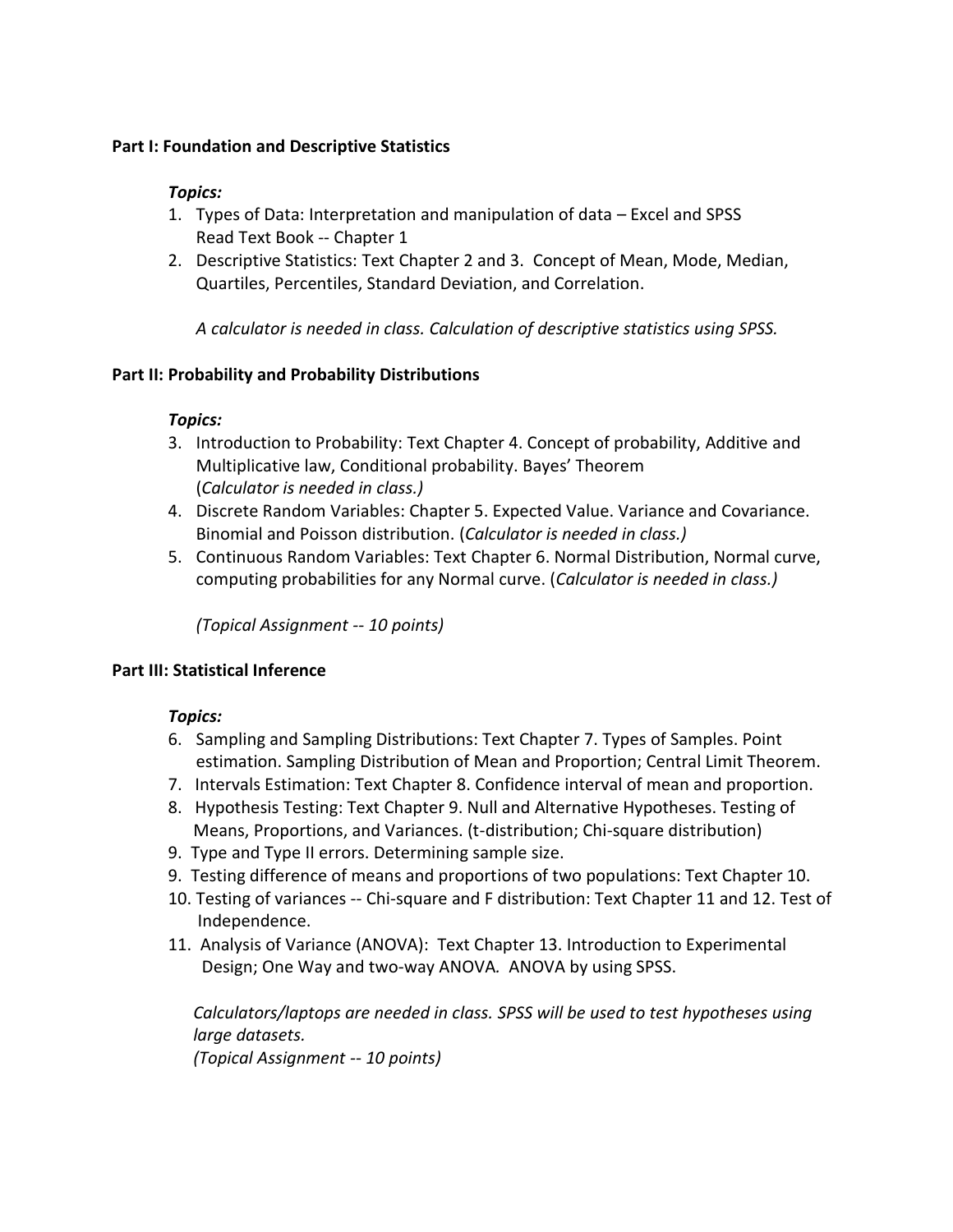**Part I: Foundation and Descriptive Statistics**

***Topics:***

1. Types of Data: Interpretation and manipulation of data – Excel and SPSS
   Read Text Book -- Chapter 1
2. Descriptive Statistics: Text Chapter 2 and 3. Concept of Mean, Mode, Median, Quartiles, Percentiles, Standard Deviation, and Correlation.

   *A calculator is needed in class. Calculation of descriptive statistics using SPSS.*

**Part II: Probability and Probability Distributions**

***Topics:***

3. Introduction to Probability: Text Chapter 4. Concept of probability, Additive and Multiplicative law, Conditional probability. Bayes' Theorem
   (*Calculator is needed in class.)*
4. Discrete Random Variables: Chapter 5. Expected Value. Variance and Covariance. Binomial and Poisson distribution. (*Calculator is needed in class.)*
5. Continuous Random Variables: Text Chapter 6. Normal Distribution, Normal curve, computing probabilities for any Normal curve. (*Calculator is needed in class.)*

   *(Topical Assignment -- 10 points)*

**Part III: Statistical Inference**

***Topics:***

6. Sampling and Sampling Distributions: Text Chapter 7. Types of Samples. Point estimation. Sampling Distribution of Mean and Proportion; Central Limit Theorem.
7. Intervals Estimation: Text Chapter 8. Confidence interval of mean and proportion.
8. Hypothesis Testing: Text Chapter 9. Null and Alternative Hypotheses. Testing of Means, Proportions, and Variances. (t-distribution; Chi-square distribution)
9. Type and Type II errors. Determining sample size.
9. Testing difference of means and proportions of two populations: Text Chapter 10.
10. Testing of variances -- Chi-square and F distribution: Text Chapter 11 and 12. Test of Independence.
11. Analysis of Variance (ANOVA): Text Chapter 13. Introduction to Experimental Design; One Way and two-way ANOVA*.* ANOVA by using SPSS.

    *Calculators/laptops are needed in class. SPSS will be used to test hypotheses using large datasets.*
    *(Topical Assignment -- 10 points)*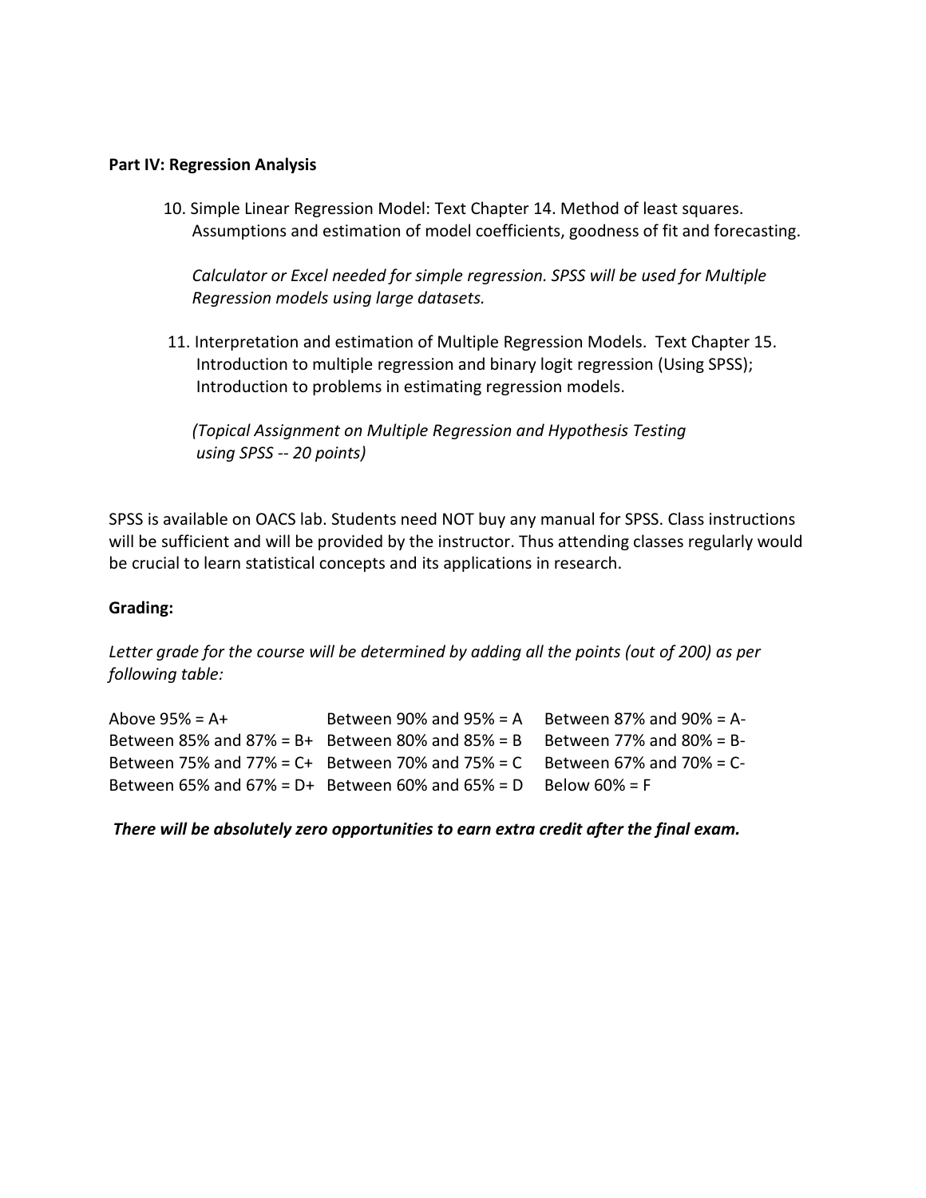**Part IV: Regression Analysis**

10. Simple Linear Regression Model: Text Chapter 14. Method of least squares. Assumptions and estimation of model coefficients, goodness of fit and forecasting.

    *Calculator or Excel needed for simple regression. SPSS will be used for Multiple Regression models using large datasets.*

11. Interpretation and estimation of Multiple Regression Models. Text Chapter 15. Introduction to multiple regression and binary logit regression (Using SPSS); Introduction to problems in estimating regression models.

    *(Topical Assignment on Multiple Regression and Hypothesis Testing using SPSS -- 20 points)*

SPSS is available on OACS lab. Students need NOT buy any manual for SPSS. Class instructions will be sufficient and will be provided by the instructor. Thus attending classes regularly would be crucial to learn statistical concepts and its applications in research.

**Grading:**

*Letter grade for the course will be determined by adding all the points (out of 200) as per following table:*

| | | |
|---|---|---|
| Above 95% = A+ | Between 90% and 95% = A | Between 87% and 90% = A- |
| Between 85% and 87% = B+ | Between 80% and 85% = B | Between 77% and 80% = B- |
| Between 75% and 77% = C+ | Between 70% and 75% = C | Between 67% and 70% = C- |
| Between 65% and 67% = D+ | Between 60% and 65% = D | Below 60% = F |

***There will be absolutely zero opportunities to earn extra credit after the final exam.***